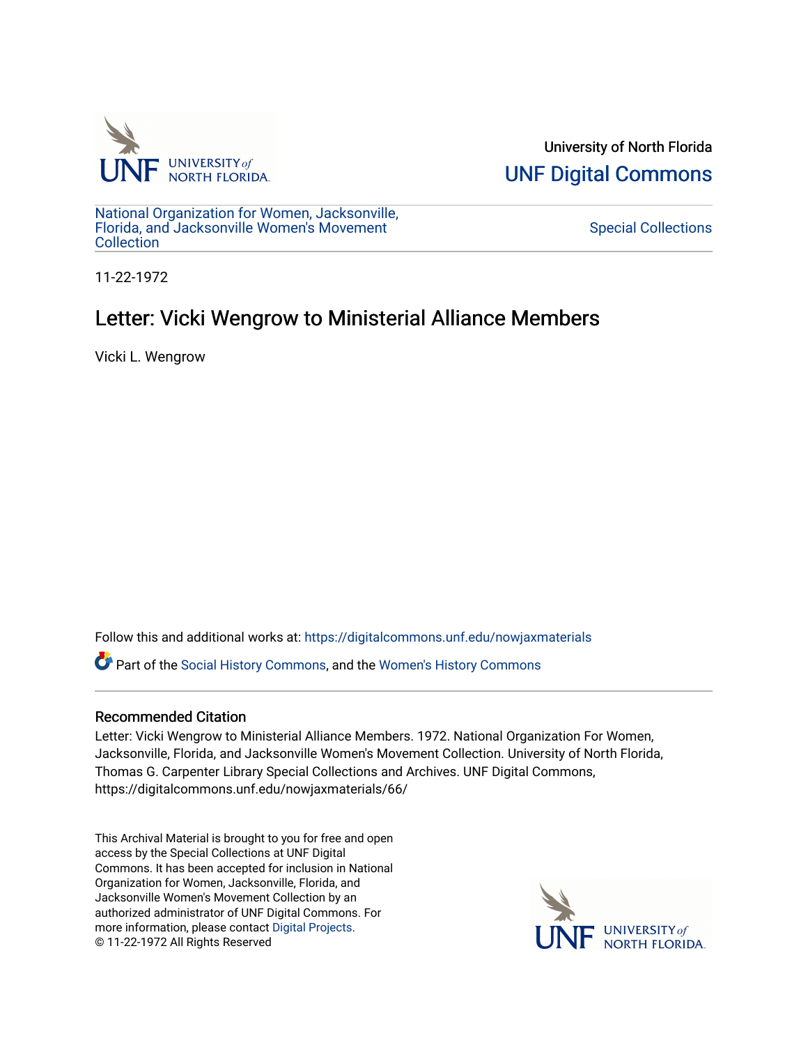University of North Florida

UNF Digital Commons

National Organization for Women, Jacksonville, Florida, and Jacksonville Women's Movement Collection

Special Collections

11-22-1972

# Letter: Vicki Wengrow to Ministerial Alliance Members

Vicki L. Wengrow

Follow this and additional works at: https://digitalcommons.unf.edu/nowjaxmaterials

Part of the Social History Commons, and the Women's History Commons

## Recommended Citation

Letter: Vicki Wengrow to Ministerial Alliance Members. 1972. National Organization For Women, Jacksonville, Florida, and Jacksonville Women's Movement Collection. University of North Florida, Thomas G. Carpenter Library Special Collections and Archives. UNF Digital Commons, https://digitalcommons.unf.edu/nowjaxmaterials/66/

This Archival Material is brought to you for free and open access by the Special Collections at UNF Digital Commons. It has been accepted for inclusion in National Organization for Women, Jacksonville, Florida, and Jacksonville Women's Movement Collection by an authorized administrator of UNF Digital Commons. For more information, please contact Digital Projects.
© 11-22-1972 All Rights Reserved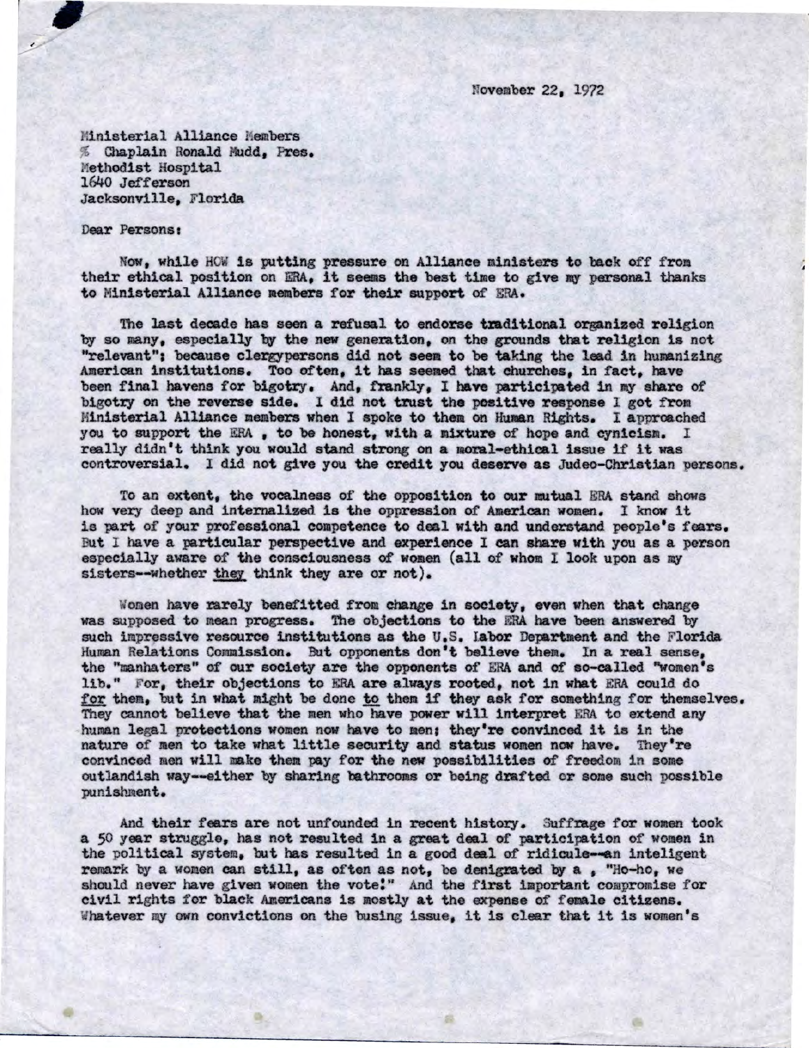November 22, 1972

Ministerial Alliance Members
% Chaplain Ronald Mudd, Pres.
Methodist Hospital
1640 Jefferson
Jacksonville, Florida

Dear Persons:

Now, while HOW is putting pressure on Alliance ministers to back off from their ethical position on ERA, it seems the best time to give my personal thanks to Ministerial Alliance members for their support of ERA.

The last decade has seen a refusal to endorse traditional organized religion by so many, especially by the new generation, on the grounds that religion is not "relevant"; because clergypersons did not seem to be taking the lead in humanizing American institutions. Too often, it has seemed that churches, in fact, have been final havens for bigotry. And, frankly, I have participated in my share of bigotry on the reverse side. I did not trust the positive response I got from Ministerial Alliance members when I spoke to them on Human Rights. I approached you to support the ERA , to be honest, with a mixture of hope and cynicism. I really didn't think you would stand strong on a moral-ethical issue if it was controversial. I did not give you the credit you deserve as Judeo-Christian persons.

To an extent, the vocalness of the opposition to our mutual ERA stand shows how very deep and internalized is the oppression of American women. I know it is part of your professional competence to deal with and understand people's fears. But I have a particular perspective and experience I can share with you as a person especially aware of the consciousness of women (all of whom I look upon as my sisters--whether <u>they</u> think they are or not).

Women have rarely benefitted from change in society, even when that change was supposed to mean progress. The objections to the ERA have been answered by such impressive resource institutions as the U.S. Labor Department and the Florida Human Relations Commission. But opponents don't believe them. In a real sense, the "manhaters" of our society are the opponents of ERA and of so-called "women's lib." For, their objections to ERA are always rooted, not in what ERA could do <u>for</u> them, but in what might be done <u>to</u> them if they ask for something for themselves. They cannot believe that the men who have power will interpret ERA to extend any human legal protections women now have to men; they're convinced it is in the nature of men to take what little security and status women now have. They're convinced men will make them pay for the new possibilities of freedom in some outlandish way--either by sharing bathrooms or being drafted or some such possible punishment.

And their fears are not unfounded in recent history. Suffrage for women took a 50 year struggle, has not resulted in a great deal of participation of women in the political system, but has resulted in a good deal of ridicule--an inteligent remark by a women can still, as often as not, be denigrated by a , "Ho-ho, we should never have given women the vote!" And the first important compromise for civil rights for black Americans is mostly at the expense of female citizens. Whatever my own convictions on the busing issue, it is clear that it is women's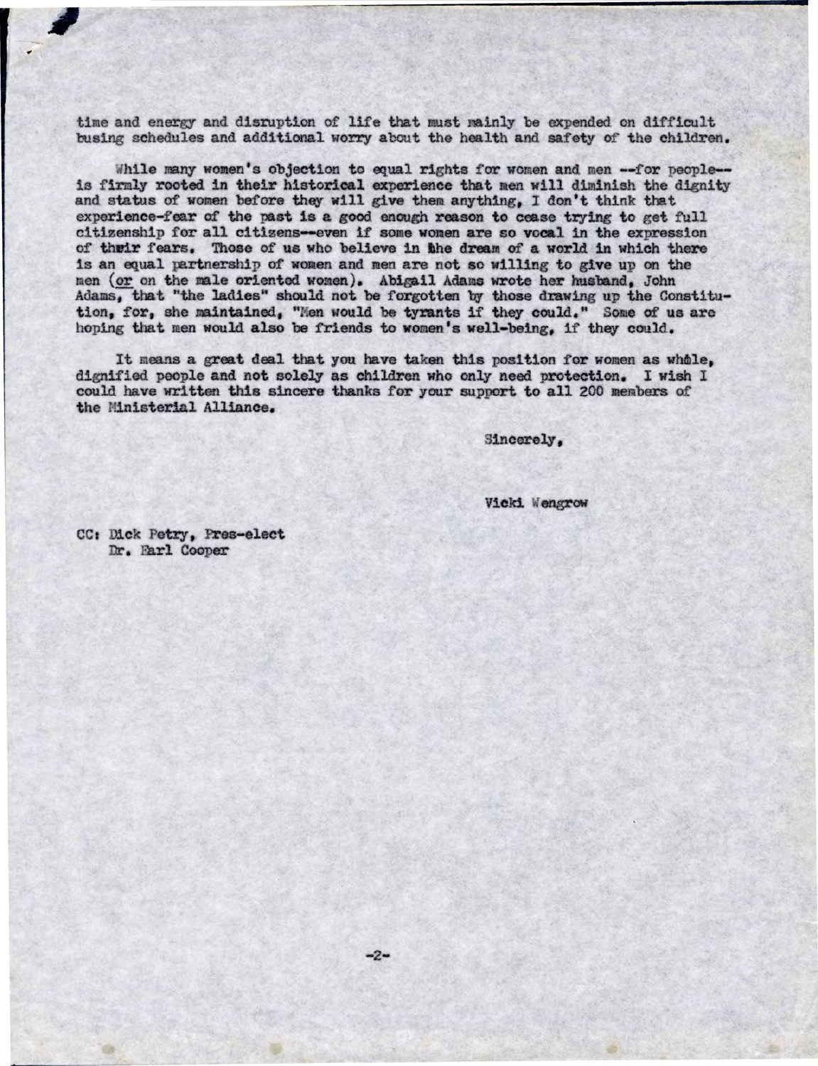time and energy and disruption of life that must mainly be expended on difficult busing schedules and additional worry about the health and safety of the children.

While many women's objection to equal rights for women and men --for people-- is firmly rooted in their historical experience that men will diminish the dignity and status of women before they will give them anything, I don't think that experience-fear of the past is a good enough reason to cease trying to get full citizenship for all citizens--even if some women are so vocal in the expression of their fears. Those of us who believe in the dream of a world in which there is an equal partnership of women and men are not so willing to give up on the men (or on the male oriented women). Abigail Adams wrote her husband, John Adams, that "the ladies" should not be forgotten by those drawing up the Constitution, for, she maintained, "Men would be tyrants if they could." Some of us are hoping that men would also be friends to women's well-being, if they could.

It means a great deal that you have taken this position for women as whole, dignified people and not solely as children who only need protection. I wish I could have written this sincere thanks for your support to all 200 members of the Ministerial Alliance.

Sincerely,

Vicki Wengrow

CC: Dick Petry, Pres-elect
Dr. Earl Cooper